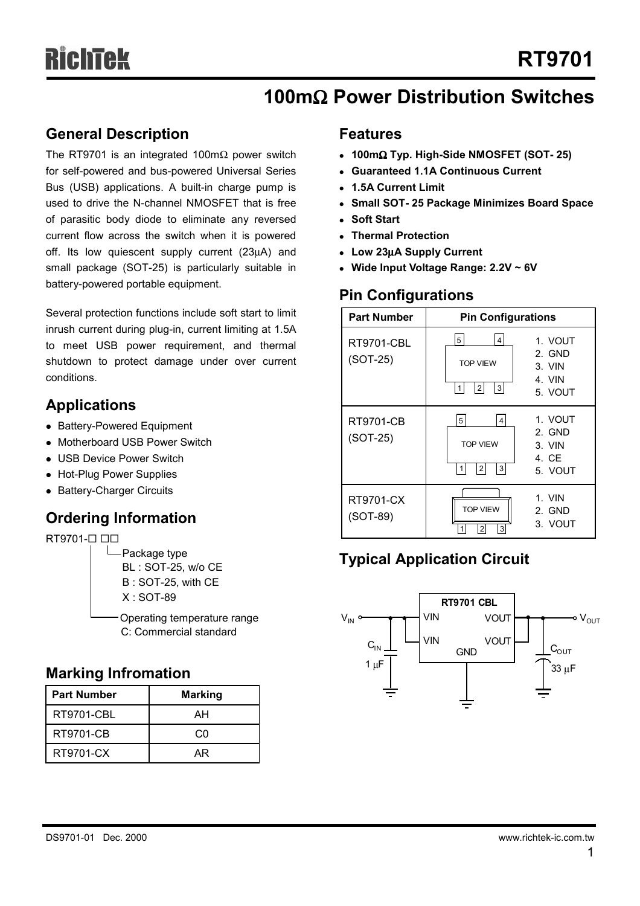# RT9701

## 100mΩ Power Distribution Switches

## General Description

The RT9701 is an integrated 100mΩ power switch for self-powered and bus-powered Universal Series Bus (USB) applications. A built-in charge pump is used to drive the N-channel NMOSFET that is free of parasitic body diode to eliminate any reversed current flow across the switch when it is powered off. Its low quiescent supply current (23μA) and small package (SOT-25) is particularly suitable in battery-powered portable equipment.

Several protection functions include soft start to limit inrush current during plug-in, current limiting at 1.5A to meet USB power requirement, and thermal shutdown to protect damage under over current conditions.

## Applications

- Battery-Powered Equipment
- Motherboard USB Power Switch
- USB Device Power Switch
- Hot-Plug Power Supplies
- Battery-Charger Circuits

## Ordering Information

RT9701-□ □□

- Package type
  - BL : SOT-25, w/o CE
  - B : SOT-25, with CE
  - X : SOT-89
- Operating temperature range
  - C: Commercial standard

## Marking Infromation

| Part Number | Marking |
|---|---|
| RT9701-CBL | AH |
| RT9701-CB | C0 |
| RT9701-CX | AR |

## Features

- **100mΩ Typ. High-Side NMOSFET (SOT- 25)**
- **Guaranteed 1.1A Continuous Current**
- **1.5A Current Limit**
- **Small SOT- 25 Package Minimizes Board Space**
- **Soft Start**
- **Thermal Protection**
- **Low 23μA Supply Current**
- **Wide Input Voltage Range: 2.2V ~ 6V**

## Pin Configurations

| Part Number | Pin Configurations |
|---|---|
| RT9701-CBL (SOT-25) | TOP VIEW; 1. VOUT 2. GND 3. VIN 4. VIN 5. VOUT |
| RT9701-CB (SOT-25) | TOP VIEW; 1. VOUT 2. GND 3. VIN 4. CE 5. VOUT |
| RT9701-CX (SOT-89) | TOP VIEW; 1. VIN 2. GND 3. VOUT |

## Typical Application Circuit

RT9701 CBL: $V_{IN}$ → VIN, VIN; VOUT, VOUT → $V_{OUT}$; GND. $C_{IN}$ 1 μF; $C_{OUT}$ 33 μF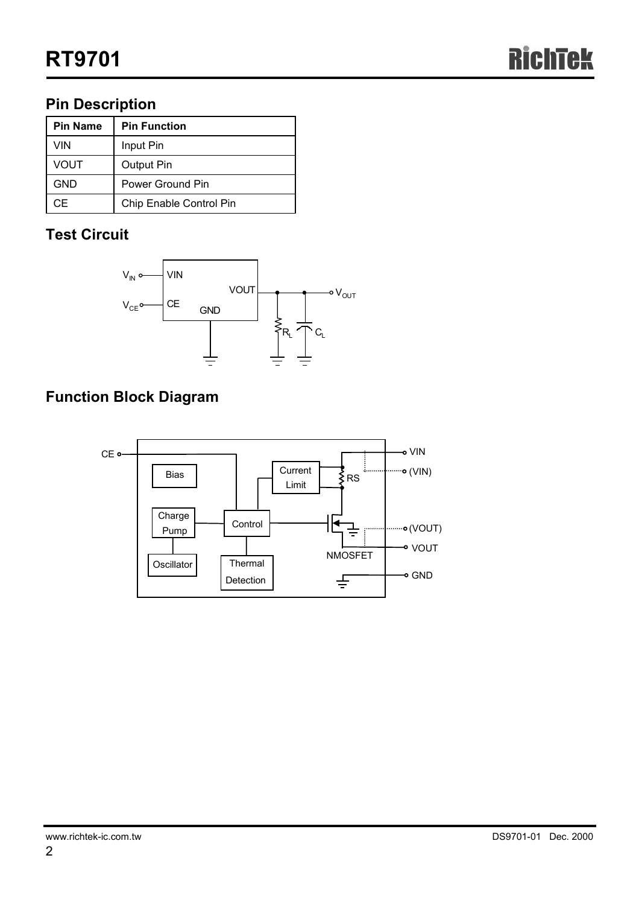## Pin Description

| Pin Name | Pin Function |
|---|---|
| VIN | Input Pin |
| VOUT | Output Pin |
| GND | Power Ground Pin |
| CE | Chip Enable Control Pin |

## Test Circuit

## Function Block Diagram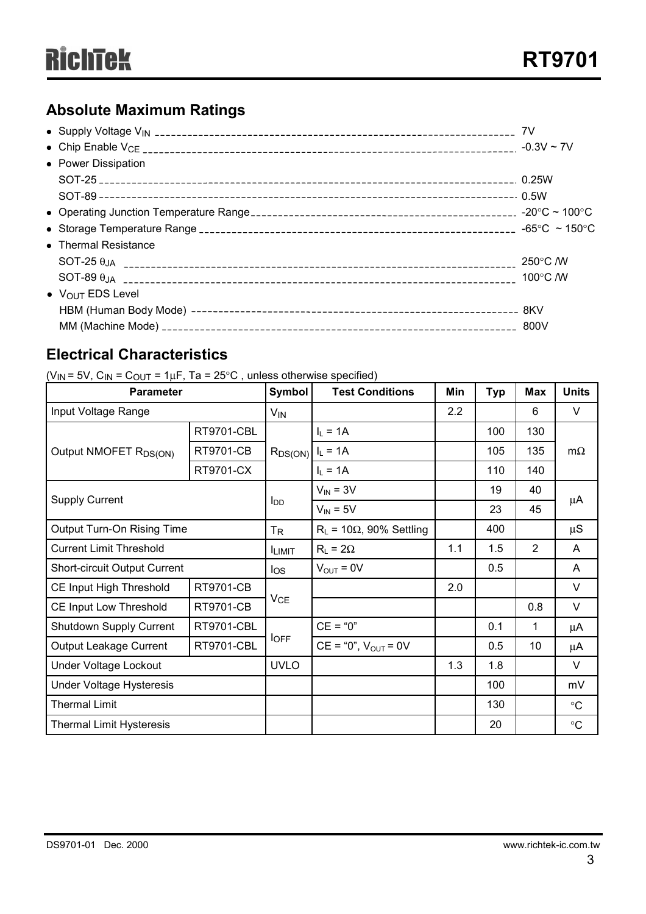## Absolute Maximum Ratings

- Supply Voltage $V_{IN}$ ---------- 7V
- Chip Enable $V_{CE}$ ---------- -0.3V ~ 7V
- Power Dissipation
  - SOT-25 ---------- 0.25W
  - SOT-89 ---------- 0.5W
- Operating Junction Temperature Range ---------- -20°C ~ 100°C
- Storage Temperature Range ---------- -65°C ~ 150°C
- Thermal Resistance
  - SOT-25 $\theta_{JA}$ ---------- 250°C /W
  - SOT-89 $\theta_{JA}$ ---------- 100°C /W
- $V_{OUT}$ EDS Level
  - HBM (Human Body Mode) ---------- 8KV
  - MM (Machine Mode) ---------- 800V

## Electrical Characteristics

($V_{IN}$ = 5V, $C_{IN}$ = $C_{OUT}$ = 1μF, Ta = 25°C , unless otherwise specified)

| Parameter | | Symbol | Test Conditions | Min | Typ | Max | Units |
|---|---|---|---|---|---|---|---|
| Input Voltage Range | | $V_{IN}$ | | 2.2 | | 6 | V |
| Output NMOFET $R_{DS(ON)}$ | RT9701-CBL | $R_{DS(ON)}$ | $I_L$ = 1A | | 100 | 130 | mΩ |
| | RT9701-CB | | $I_L$ = 1A | | 105 | 135 | |
| | RT9701-CX | | $I_L$ = 1A | | 110 | 140 | |
| Supply Current | | $I_{DD}$ | $V_{IN}$ = 3V | | 19 | 40 | μA |
| | | | $V_{IN}$ = 5V | | 23 | 45 | |
| Output Turn-On Rising Time | | $T_R$ | $R_L$ = 10Ω, 90% Settling | | 400 | | μS |
| Current Limit Threshold | | $I_{LIMIT}$ | $R_L$ = 2Ω | 1.1 | 1.5 | 2 | A |
| Short-circuit Output Current | | $I_{OS}$ | $V_{OUT}$ = 0V | | 0.5 | | A |
| CE Input High Threshold | RT9701-CB | $V_{CE}$ | | 2.0 | | | V |
| CE Input Low Threshold | RT9701-CB | | | | | 0.8 | V |
| Shutdown Supply Current | RT9701-CBL | $I_{OFF}$ | CE = "0" | | 0.1 | 1 | μA |
| Output Leakage Current | RT9701-CBL | | CE = "0", $V_{OUT}$ = 0V | | 0.5 | 10 | μA |
| Under Voltage Lockout | | UVLO | | 1.3 | 1.8 | | V |
| Under Voltage Hysteresis | | | | | 100 | | mV |
| Thermal Limit | | | | | 130 | | °C |
| Thermal Limit Hysteresis | | | | | 20 | | °C |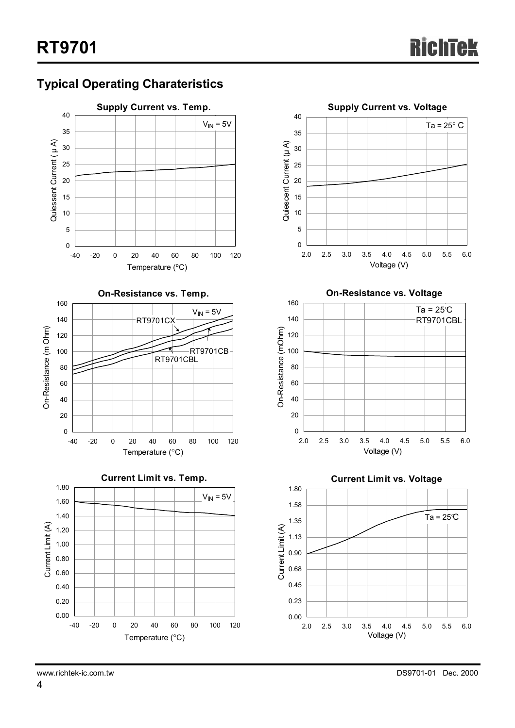## Typical Operating Charateristics

**Supply Current vs. Temp.**

$V_{IN}$ = 5V

Quiessent Current ( μ A)

Temperature (°C)

**Supply Current vs. Voltage**

Ta = 25° C

Quiescent Current (μ A)

Voltage (V)

**On-Resistance vs. Temp.**

$V_{IN}$ = 5V

RT9701CX

RT9701CB

RT9701CBL

On-Resistance (m Ohm)

Temperature (°C)

**On-Resistance vs. Voltage**

Ta = 25°C

RT9701CBL

On-Resistance (mOhm)

Voltage (V)

**Current Limit vs. Temp.**

$V_{IN}$ = 5V

Current Limit (A)

Temperature (°C)

**Current Limit vs. Voltage**

Ta = 25°C

Current Limit (A)

Voltage (V)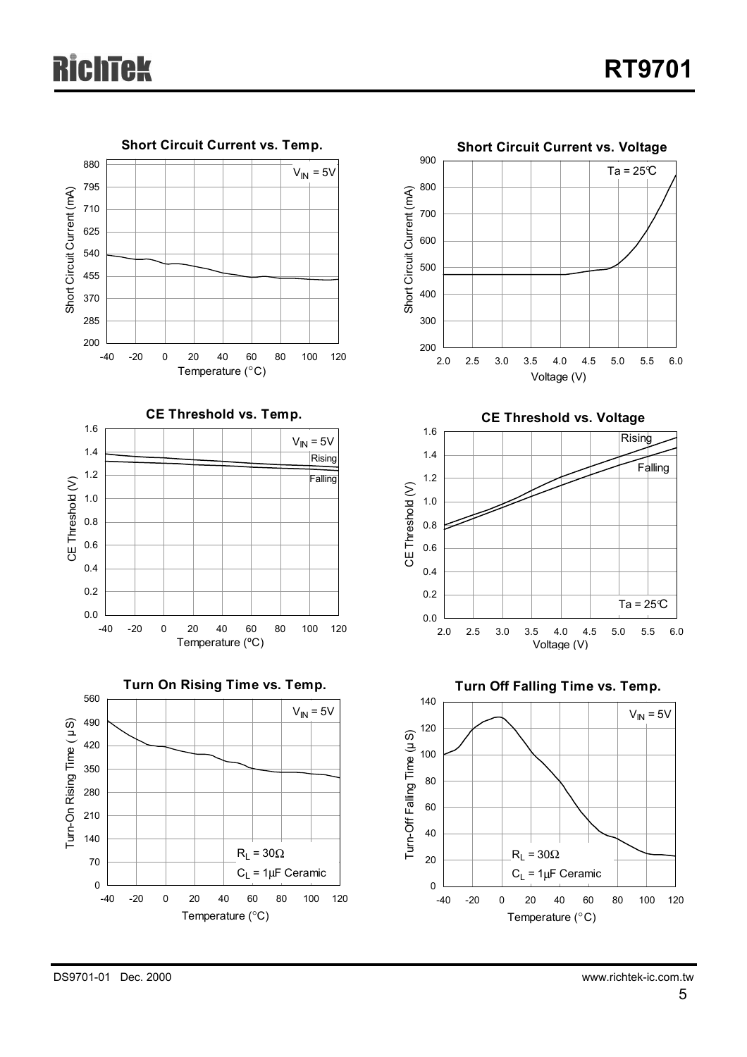**Short Circuit Current vs. Temp.**

$V_{IN}$ = 5V

Short Circuit Current (mA)

Temperature (°C)

**Short Circuit Current vs. Voltage**

Ta = 25°C

Short Circuit Current (mA)

Voltage (V)

**CE Threshold vs. Temp.**

$V_{IN}$ = 5V

Rising

Falling

CE Threshold (V)

Temperature (°C)

**CE Threshold vs. Voltage**

Rising

Falling

Ta = 25°C

CE Threshold (V)

Voltage (V)

**Turn On Rising Time vs. Temp.**

$V_{IN}$ = 5V

$R_L$ = 30Ω

$C_L$ = 1μF Ceramic

Turn-On Rising Time (μS)

Temperature (°C)

**Turn Off Falling Time vs. Temp.**

$V_{IN}$ = 5V

$R_L$ = 30Ω

$C_L$ = 1μF Ceramic

Turn-Off Falling Time (μS)

Temperature (°C)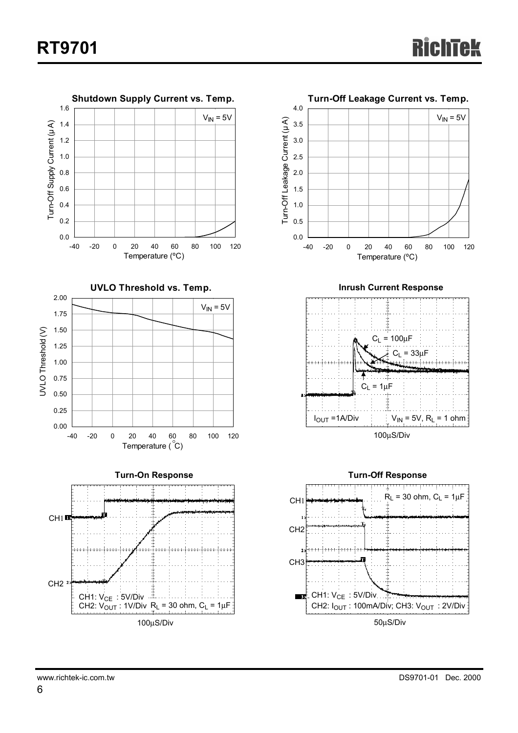**Shutdown Supply Current vs. Temp.**

$V_{IN}$ = 5V

Turn-Off Supply Current (μA)

Temperature (°C)

**Turn-Off Leakage Current vs. Temp.**

$V_{IN}$ = 5V

Turn-Off Leakage Current (μA)

Temperature (°C)

**UVLO Threshold vs. Temp.**

$V_{IN}$ = 5V

UVLO Threshold (V)

Temperature (°C)

**Inrush Current Response**

$C_L$ = 100μF

$C_L$ = 33μF

$C_L$ = 1μF

$I_{OUT}$ = 1A/Div

$V_{IN}$ = 5V, $R_L$ = 1 ohm

100μS/Div

**Turn-On Response**

CH1

CH2

CH1: $V_{CE}$ : 5V/Div

CH2: $V_{OUT}$ : 1V/Div $R_L$ = 30 ohm, $C_L$ = 1μF

100μS/Div

**Turn-Off Response**

$R_L$ = 30 ohm, $C_L$ = 1μF

CH1

CH2

CH3

CH1: $V_{CE}$ : 5V/Div

CH2: $I_{OUT}$ : 100mA/Div; CH3: $V_{OUT}$ : 2V/Div

50μS/Div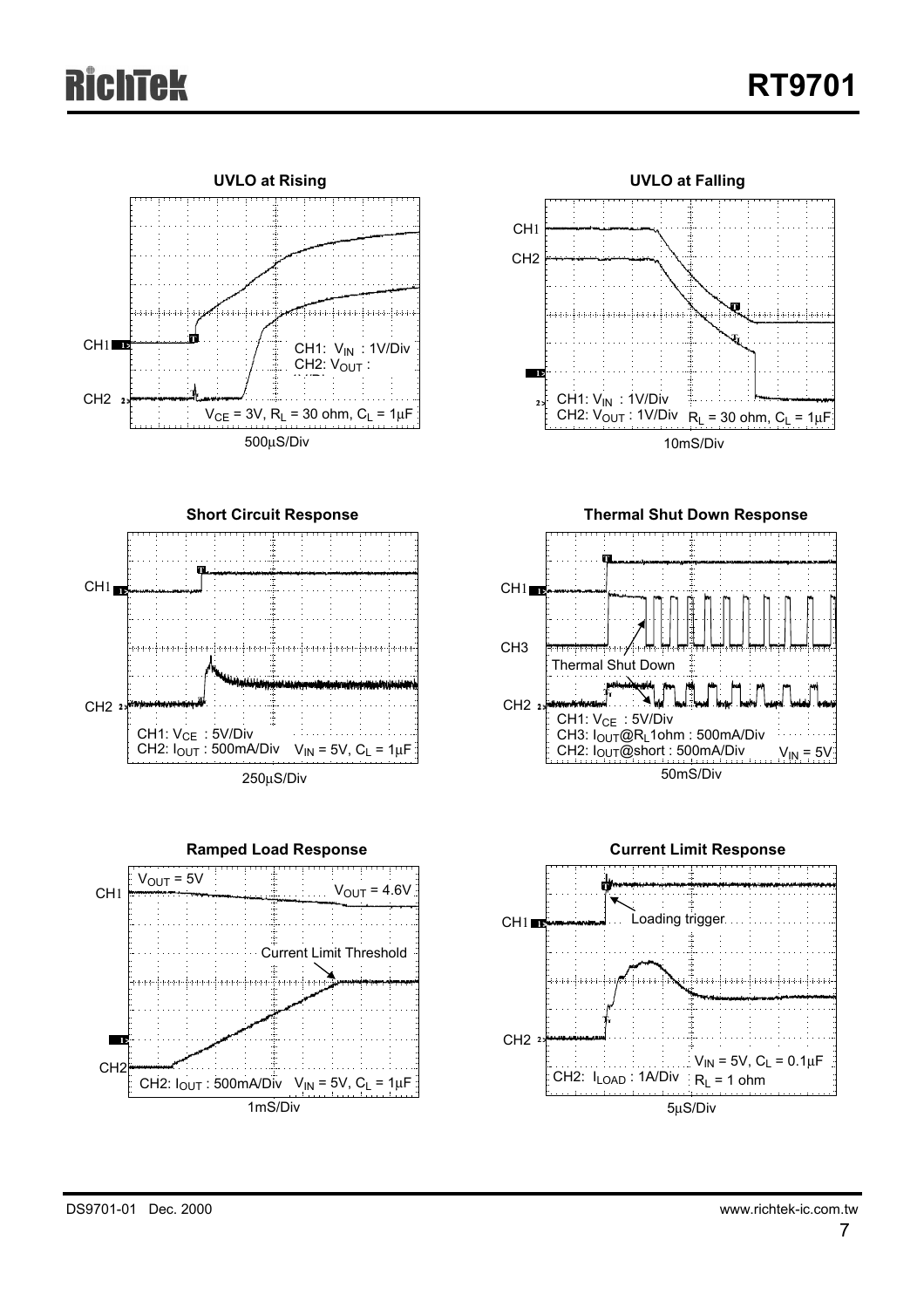**UVLO at Rising**

CH1: $V_{IN}$ : 1V/Div
CH2: $V_{OUT}$ :

$V_{CE}$ = 3V, $R_L$ = 30 ohm, $C_L$ = 1μF

500μS/Div

**UVLO at Falling**

CH1: $V_{IN}$ : 1V/Div
CH2: $V_{OUT}$ : 1V/Div $R_L$ = 30 ohm, $C_L$ = 1μF

10mS/Div

**Short Circuit Response**

CH1: $V_{CE}$ : 5V/Div
CH2: $I_{OUT}$ : 500mA/Div $V_{IN}$ = 5V, $C_L$ = 1μF

250μS/Div

**Thermal Shut Down Response**

Thermal Shut Down

CH1: $V_{CE}$ : 5V/Div
CH3: $I_{OUT}$@$R_L$1ohm : 500mA/Div
CH2: $I_{OUT}$@short : 500mA/Div $V_{IN}$ = 5V

50mS/Div

**Ramped Load Response**

$V_{OUT}$ = 5V

$V_{OUT}$ = 4.6V

Current Limit Threshold

CH2: $I_{OUT}$ : 500mA/Div $V_{IN}$ = 5V, $C_L$ = 1μF

1mS/Div

**Current Limit Response**

Loading trigger

CH2: $I_{LOAD}$ : 1A/Div $V_{IN}$ = 5V, $C_L$ = 0.1μF $R_L$ = 1 ohm

5μS/Div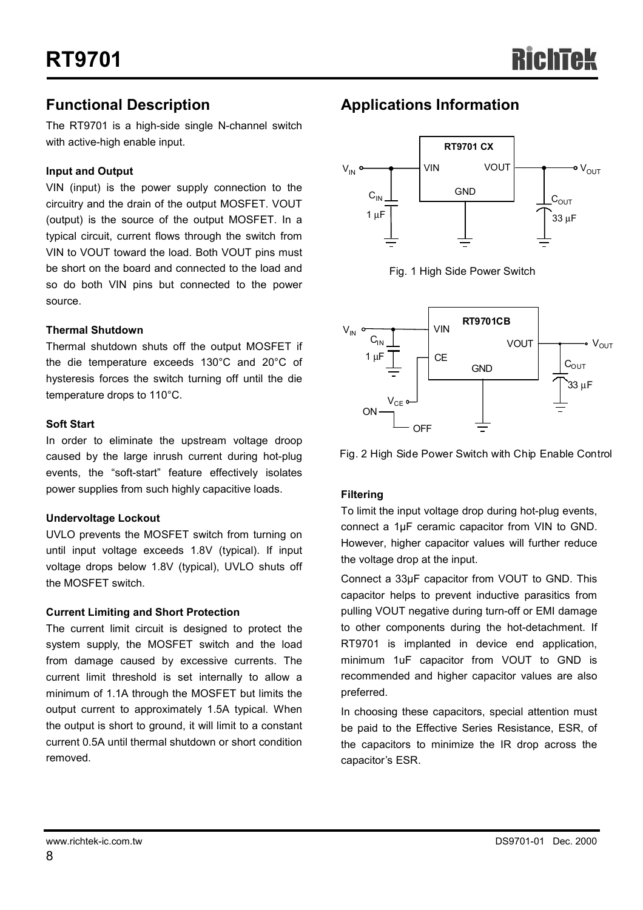## Functional Description

The RT9701 is a high-side single N-channel switch with active-high enable input.

**Input and Output**

VIN (input) is the power supply connection to the circuitry and the drain of the output MOSFET. VOUT (output) is the source of the output MOSFET. In a typical circuit, current flows through the switch from VIN to VOUT toward the load. Both VOUT pins must be short on the board and connected to the load and so do both VIN pins but connected to the power source.

**Thermal Shutdown**

Thermal shutdown shuts off the output MOSFET if the die temperature exceeds 130°C and 20°C of hysteresis forces the switch turning off until the die temperature drops to 110°C.

**Soft Start**

In order to eliminate the upstream voltage droop caused by the large inrush current during hot-plug events, the "soft-start" feature effectively isolates power supplies from such highly capacitive loads.

**Undervoltage Lockout**

UVLO prevents the MOSFET switch from turning on until input voltage exceeds 1.8V (typical). If input voltage drops below 1.8V (typical), UVLO shuts off the MOSFET switch.

**Current Limiting and Short Protection**

The current limit circuit is designed to protect the system supply, the MOSFET switch and the load from damage caused by excessive currents. The current limit threshold is set internally to allow a minimum of 1.1A through the MOSFET but limits the output current to approximately 1.5A typical. When the output is short to ground, it will limit to a constant current 0.5A until thermal shutdown or short condition removed.

## Applications Information

Fig. 1 High Side Power Switch

Fig. 2 High Side Power Switch with Chip Enable Control

**Filtering**

To limit the input voltage drop during hot-plug events, connect a 1μF ceramic capacitor from VIN to GND. However, higher capacitor values will further reduce the voltage drop at the input.

Connect a 33μF capacitor from VOUT to GND. This capacitor helps to prevent inductive parasitics from pulling VOUT negative during turn-off or EMI damage to other components during the hot-detachment. If RT9701 is implanted in device end application, minimum 1uF capacitor from VOUT to GND is recommended and higher capacitor values are also preferred.

In choosing these capacitors, special attention must be paid to the Effective Series Resistance, ESR, of the capacitors to minimize the IR drop across the capacitor's ESR.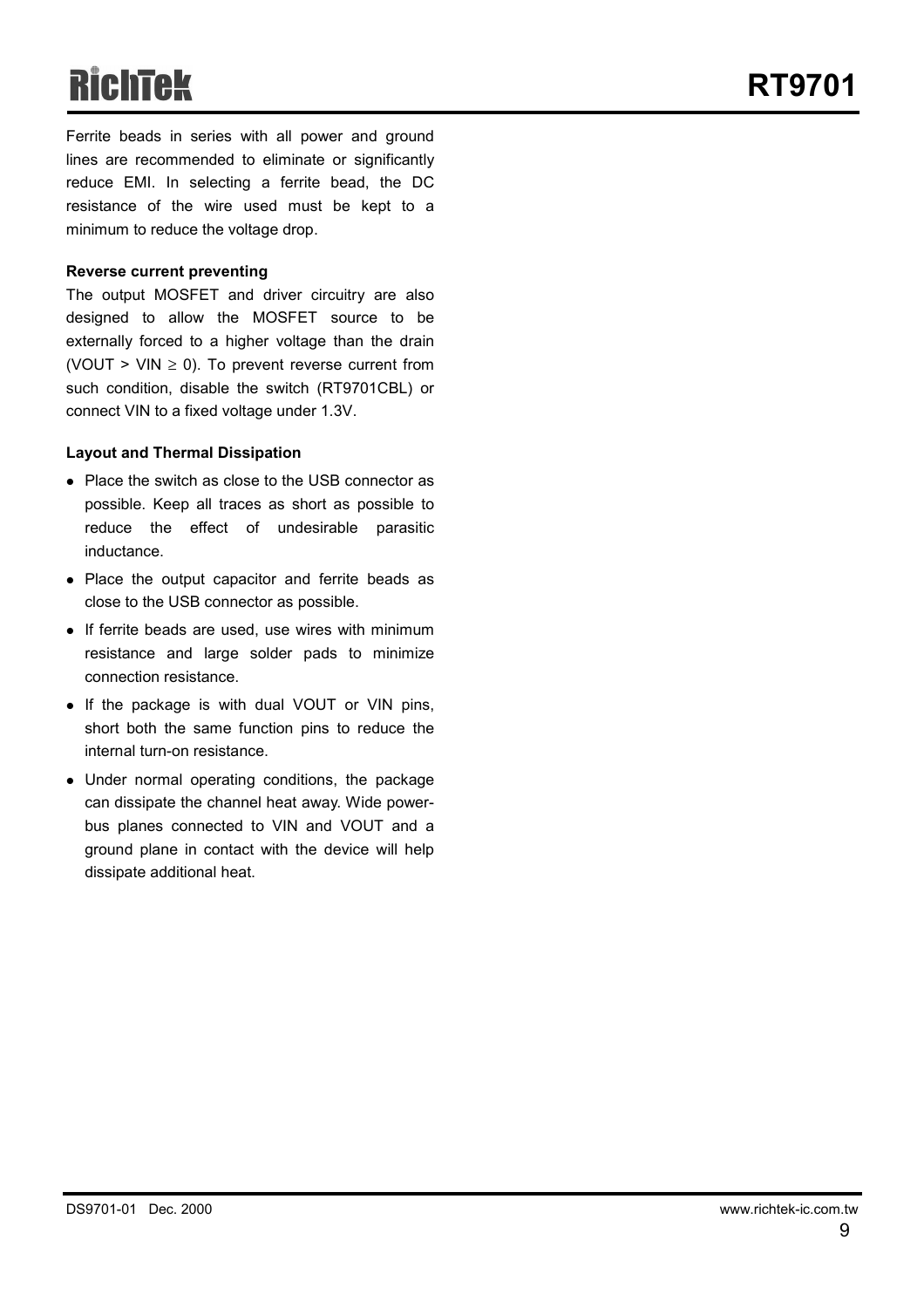Ferrite beads in series with all power and ground lines are recommended to eliminate or significantly reduce EMI. In selecting a ferrite bead, the DC resistance of the wire used must be kept to a minimum to reduce the voltage drop.

**Reverse current preventing**

The output MOSFET and driver circuitry are also designed to allow the MOSFET source to be externally forced to a higher voltage than the drain (VOUT > VIN ≥ 0). To prevent reverse current from such condition, disable the switch (RT9701CBL) or connect VIN to a fixed voltage under 1.3V.

**Layout and Thermal Dissipation**

- Place the switch as close to the USB connector as possible. Keep all traces as short as possible to reduce the effect of undesirable parasitic inductance.
- Place the output capacitor and ferrite beads as close to the USB connector as possible.
- If ferrite beads are used, use wires with minimum resistance and large solder pads to minimize connection resistance.
- If the package is with dual VOUT or VIN pins, short both the same function pins to reduce the internal turn-on resistance.
- Under normal operating conditions, the package can dissipate the channel heat away. Wide power-bus planes connected to VIN and VOUT and a ground plane in contact with the device will help dissipate additional heat.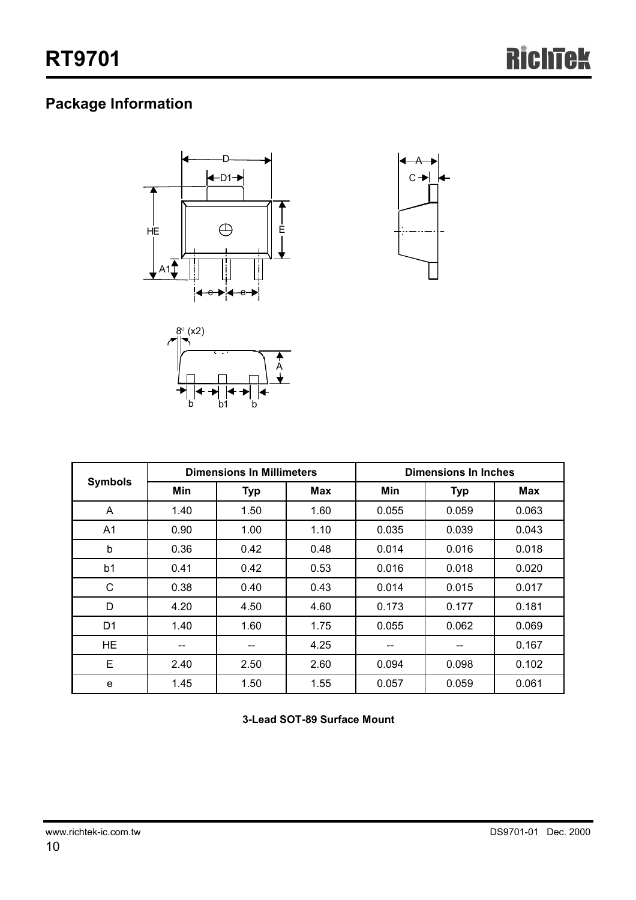## Package Information

| Symbols | Dimensions In Millimeters | | | Dimensions In Inches | | |
|---|---|---|---|---|---|---|
| | Min | Typ | Max | Min | Typ | Max |
| A | 1.40 | 1.50 | 1.60 | 0.055 | 0.059 | 0.063 |
| A1 | 0.90 | 1.00 | 1.10 | 0.035 | 0.039 | 0.043 |
| b | 0.36 | 0.42 | 0.48 | 0.014 | 0.016 | 0.018 |
| b1 | 0.41 | 0.42 | 0.53 | 0.016 | 0.018 | 0.020 |
| C | 0.38 | 0.40 | 0.43 | 0.014 | 0.015 | 0.017 |
| D | 4.20 | 4.50 | 4.60 | 0.173 | 0.177 | 0.181 |
| D1 | 1.40 | 1.60 | 1.75 | 0.055 | 0.062 | 0.069 |
| HE | -- | -- | 4.25 | -- | -- | 0.167 |
| E | 2.40 | 2.50 | 2.60 | 0.094 | 0.098 | 0.102 |
| e | 1.45 | 1.50 | 1.55 | 0.057 | 0.059 | 0.061 |

**3-Lead SOT-89 Surface Mount**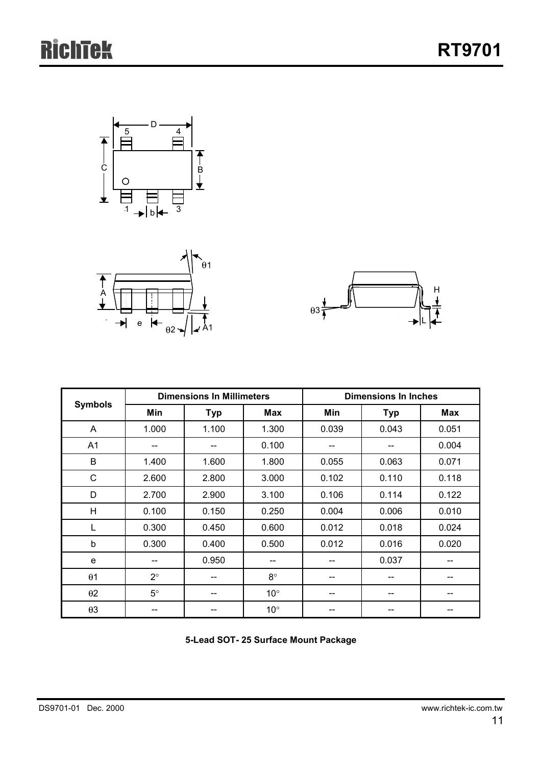| Symbols | Dimensions In Millimeters | | | Dimensions In Inches | | |
|---|---|---|---|---|---|---|
| | Min | Typ | Max | Min | Typ | Max |
| A | 1.000 | 1.100 | 1.300 | 0.039 | 0.043 | 0.051 |
| A1 | -- | -- | 0.100 | -- | -- | 0.004 |
| B | 1.400 | 1.600 | 1.800 | 0.055 | 0.063 | 0.071 |
| C | 2.600 | 2.800 | 3.000 | 0.102 | 0.110 | 0.118 |
| D | 2.700 | 2.900 | 3.100 | 0.106 | 0.114 | 0.122 |
| H | 0.100 | 0.150 | 0.250 | 0.004 | 0.006 | 0.010 |
| L | 0.300 | 0.450 | 0.600 | 0.012 | 0.018 | 0.024 |
| b | 0.300 | 0.400 | 0.500 | 0.012 | 0.016 | 0.020 |
| e | -- | 0.950 | -- | -- | 0.037 | -- |
| θ1 | 2° | -- | 8° | -- | -- | -- |
| θ2 | 5° | -- | 10° | -- | -- | -- |
| θ3 | -- | -- | 10° | -- | -- | -- |

**5-Lead SOT- 25 Surface Mount Package**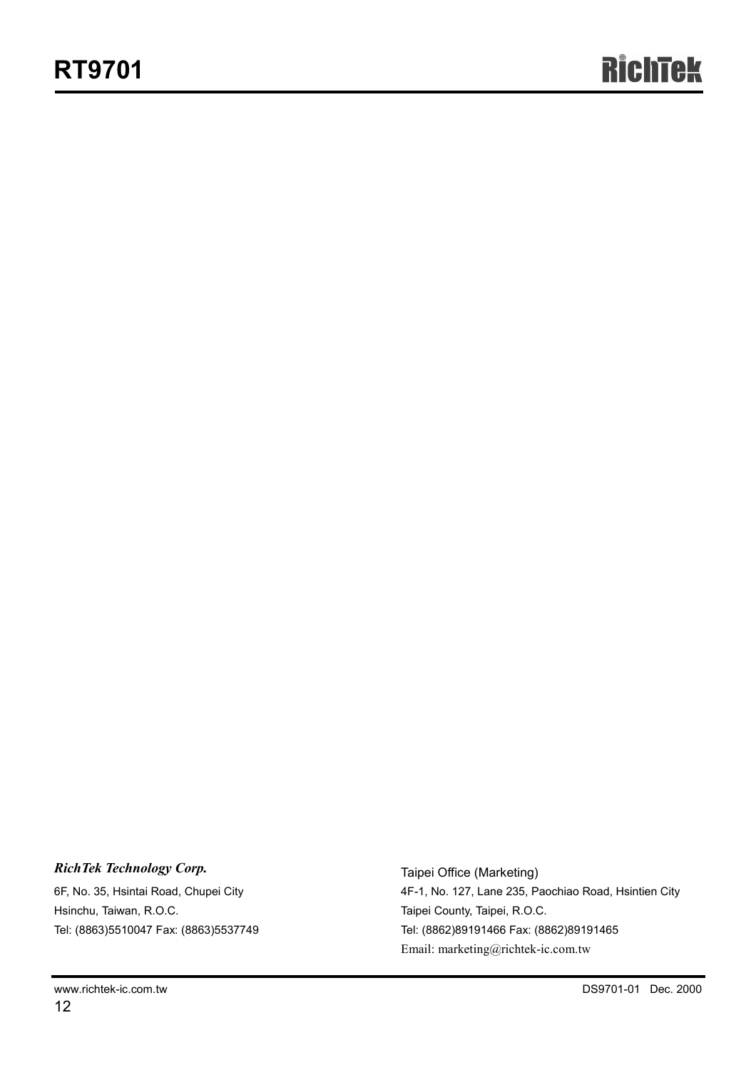***RichTek Technology Corp.***

6F, No. 35, Hsintai Road, Chupei City

Hsinchu, Taiwan, R.O.C.

Tel: (8863)5510047 Fax: (8863)5537749

Taipei Office (Marketing)

4F-1, No. 127, Lane 235, Paochiao Road, Hsintien City

Taipei County, Taipei, R.O.C.

Tel: (8862)89191466 Fax: (8862)89191465

Email: marketing@richtek-ic.com.tw